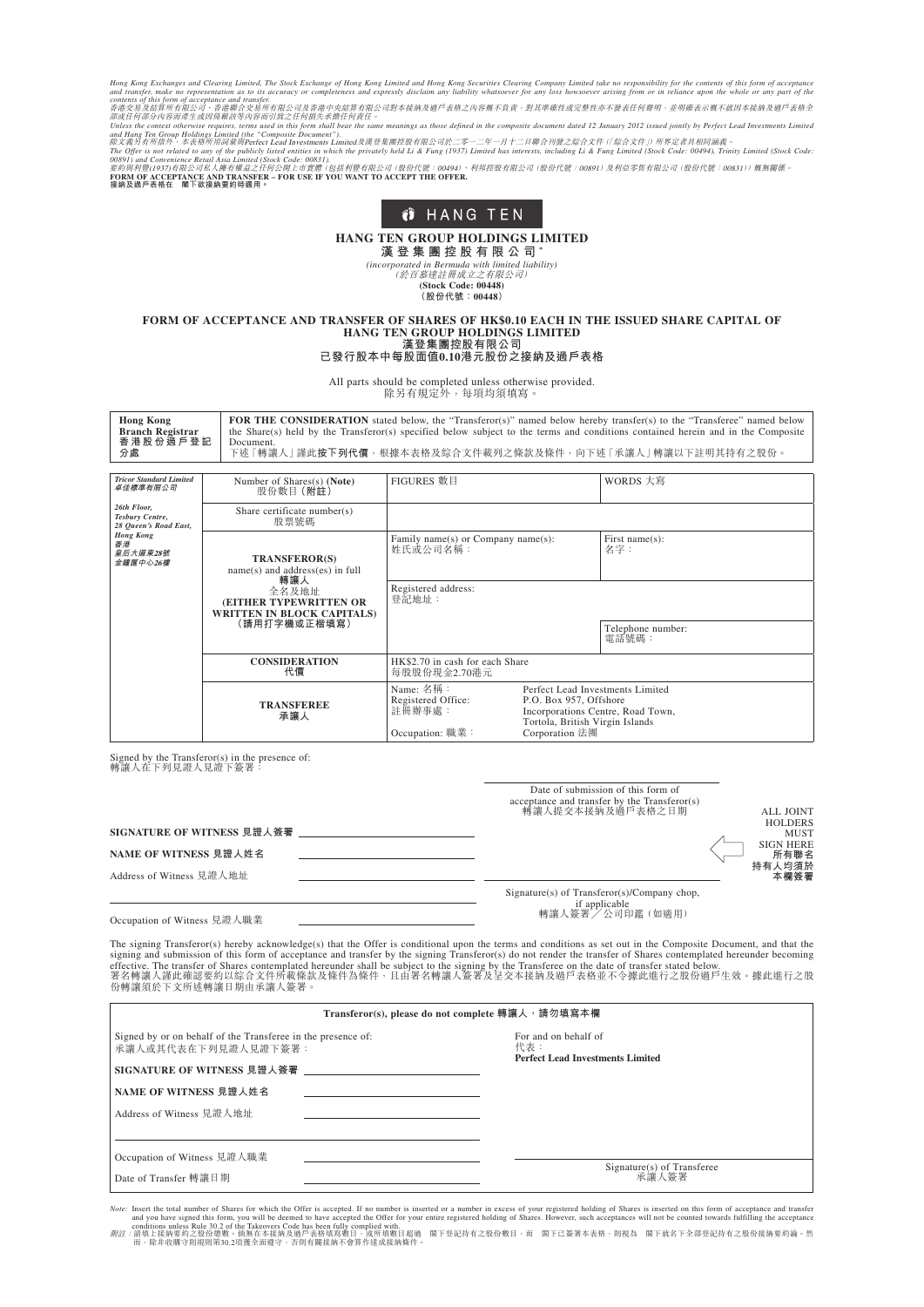*Hong Kong Exchanges and Clearing Limited, The Stock Exchange of Hong Kong Limited and Hong Kong Securities Clearing Company Limited take no responsibility for the contents of this form of acceptance and transfer, make no representation as to its accuracy or completeness and expressly disclaim any liability whatsoever for any loss howsoever arising from or in reliance upon the whole or any part of the contents of this form of acceptance and transfer.*

*香港交易及結算所有限公司、香港聯合交易所有限公司及香港中央結算有限公司對本接納及過戶表格之內容概不負責，對其準確性或完整性亦不發表任何聲明，並明確表示概不就因本接納及過戶表格全部或任何部分內容而產生或因倚賴該等內容而引致之任何損失承擔任何責任。*

*Unless the context otherwise requires, terms used in this form shall bear the same meanings as those defined in the composite document dated 12 January 2012 issued jointly by Perfect Lead Investments Limited and Hang Ten Group Holdings Limited (the "Composite Document").*

*除文義另有所指外，本表格所用詞彙與Perfect Lead Investments Limited及漢登集團控股有限公司於二零一二年一月十二日聯合刊發之綜合文件（「綜合文件」）所界定者具相同涵義。*

*The Offer is not related to any of the publicly listed entities in which the privately held Li & Fung (1937) Limited has interests, including Li & Fung Limited (Stock Code: 00494), Trinity Limited (Stock Code: 00891) and Convenience Retail Asia Limited (Stock Code: 00831).*

*要約與利豐(1937)有限公司私人擁有權益之任何公開上市實體（包括利豐有限公司（股份代號：00494）、利邦控股有限公司（股份代號：00891）及利亞零售有限公司（股份代號：00831））概無關係。*

**FORM OF ACCEPTANCE AND TRANSFER – FOR USE IF YOU WANT TO ACCEPT THE OFFER.**
**接納及過戶表格在 閣下欲接納要約時適用。**

HANG TEN

# HANG TEN GROUP HOLDINGS LIMITED
# 漢登集團控股有限公司*

*(incorporated in Bermuda with limited liability)*
*（於百慕達註冊成立之有限公司）*
**(Stock Code: 00448)**
**（股份代號：00448）**

## FORM OF ACCEPTANCE AND TRANSFER OF SHARES OF HK$0.10 EACH IN THE ISSUED SHARE CAPITAL OF HANG TEN GROUP HOLDINGS LIMITED
## 漢登集團控股有限公司
## 已發行股本中每股面值0.10港元股份之接納及過戶表格

All parts should be completed unless otherwise provided.
除另有規定外，每項均須填寫。

| Hong Kong Branch Registrar 香港股份過戶登記分處 | **FOR THE CONSIDERATION** stated below, the "Transferor(s)" named below hereby transfer(s) to the "Transferee" named below the Share(s) held by the Transferor(s) specified below subject to the terms and conditions contained herein and in the Composite Document. 下述「轉讓人」謹此**按下列代價**，根據本表格及綜合文件載列之條款及條件，向下述「承讓人」轉讓以下註明其持有之股份。 |
|---|---|

| *Tricor Standard Limited 卓佳標準有限公司* *26th Floor, Tesbury Centre, 28 Queen's Road East, Hong Kong 香港皇后大道東28號金鐘匯中心26樓* | Number of Shares(s) **(Note)** 股份數目（附註） | FIGURES 數目 | WORDS 大寫 |
|---|---|---|---|
| | Share certificate number(s) 股票號碼 | | |
| | **TRANSFEROR(S)** name(s) and address(es) in full 轉讓人 全名及地址 **(EITHER TYPEWRITTEN OR WRITTEN IN BLOCK CAPITALS)** （請用打字機或正楷填寫） | Family name(s) or Company name(s): 姓氏或公司名稱： | First name(s): 名字： |
| | | Registered address: 登記地址： | |
| | | | Telephone number: 電話號碼： |
| | **CONSIDERATION** 代價 | HK$2.70 in cash for each Share 每股股份現金2.70港元 | |
| | **TRANSFEREE** 承讓人 | Name: 名稱： Registered Office: 註冊辦事處： Occupation: 職業： | Perfect Lead Investments Limited P.O. Box 957, Offshore Incorporations Centre, Road Town, Tortola, British Virgin Islands Corporation 法團 |

Signed by the Transferor(s) in the presence of:
轉讓人在下列見證人見證下簽署：

**SIGNATURE OF WITNESS 見證人簽署** ____________________

**NAME OF WITNESS 見證人姓名** ____________________

Address of Witness 見證人地址 ____________________

Occupation of Witness 見證人職業 ____________________

Date of submission of this form of acceptance and transfer by the Transferor(s)
轉讓人提交本接納及過戶表格之日期 ____________________

Signature(s) of Transferor(s)/Company chop, if applicable
轉讓人簽署／公司印鑑（如適用）

ALL JOINT HOLDERS MUST SIGN HERE
所有聯名持有人均須於本欄簽署

The signing Transferor(s) hereby acknowledge(s) that the Offer is conditional upon the terms and conditions as set out in the Composite Document, and that the signing and submission of this form of acceptance and transfer by the signing Transferor(s) do not render the transfer of Shares contemplated hereunder becoming effective. The transfer of Shares contemplated hereunder shall be subject to the signing by the Transferee on the date of transfer stated below.
署名轉讓人謹此確認要約以綜合文件所載條款及條件為條件，且由署名轉讓人簽署及呈交本接納及過戶表格並不令據此進行之股份過戶生效。據此進行之股份轉讓須於下文所述轉讓日期由承讓人簽署。

**Transferor(s), please do not complete 轉讓人，請勿填寫本欄**

Signed by or on behalf of the Transferee in the presence of:
承讓人或其代表在下列見證人見證下簽署：

**SIGNATURE OF WITNESS 見證人簽署** ____________________

**NAME OF WITNESS 見證人姓名** ____________________

Address of Witness 見證人地址 ____________________

Occupation of Witness 見證人職業 ____________________

Date of Transfer 轉讓日期 ____________________

For and on behalf of
代表：
**Perfect Lead Investments Limited**

Signature(s) of Transferee
承讓人簽署

*Note:* Insert the total number of Shares for which the Offer is accepted. If no number is inserted or a number in excess of your registered holding of Shares is inserted on this form of acceptance and transfer and you have signed this form, you will be deemed to have accepted the Offer for your entire registered holding of Shares. However, such acceptances will not be counted towards fulfilling the acceptance conditions unless Rule 30.2 of the Takeovers Code has been fully complied with.

*附註：* 請填上接納要約之股份總數。倘無在本接納及過戶表格填寫數目，或所填數目超過 閣下登記持有之股份數目，而 閣下已簽署本表格，則視為 閣下就名下全部登記持有之股份接納要約論。然而，除非收購守則規則第30.2項獲全面遵守，否則有關接納不會算作達成接納條件。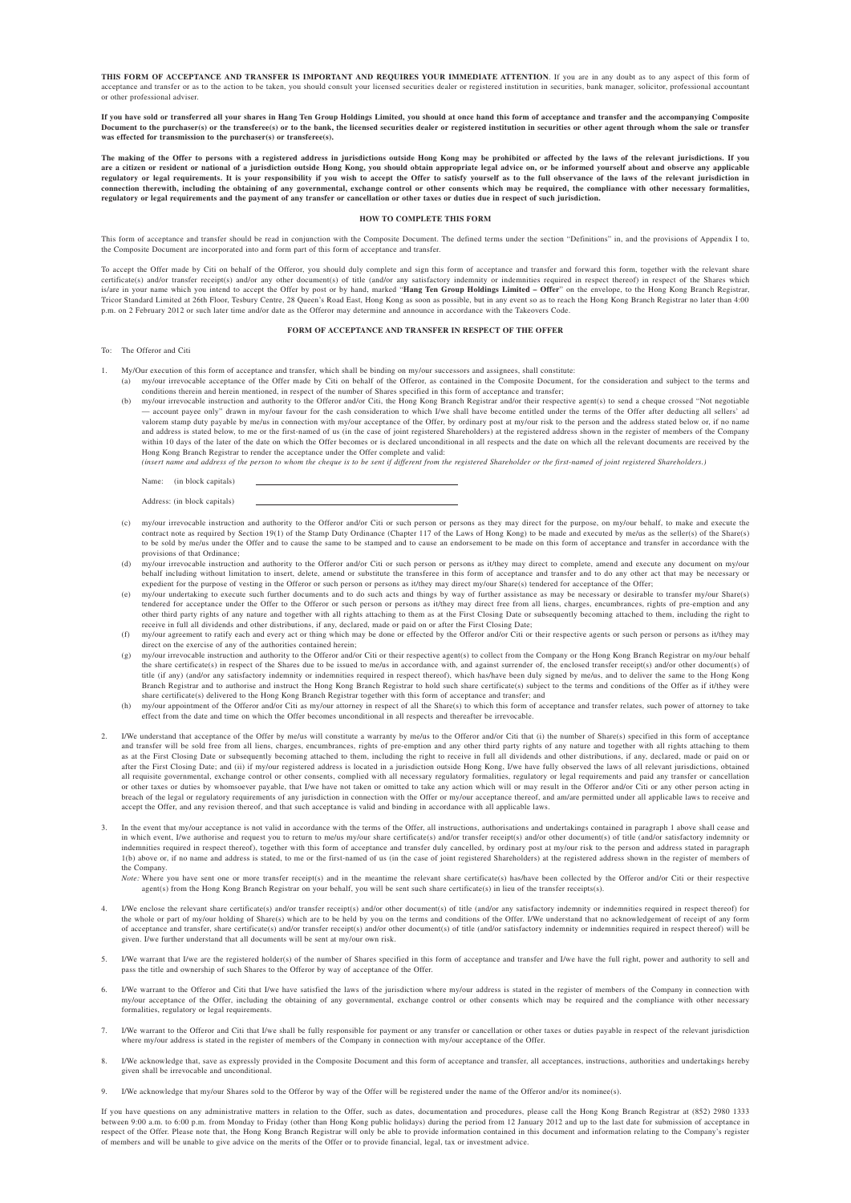**THIS FORM OF ACCEPTANCE AND TRANSFER IS IMPORTANT AND REQUIRES YOUR IMMEDIATE ATTENTION**. If you are in any doubt as to any aspect of this form of acceptance and transfer or as to the action to be taken, you should consult your licensed securities dealer or registered institution in securities, bank manager, solicitor, professional accountant or other professional adviser.

**If you have sold or transferred all your shares in Hang Ten Group Holdings Limited, you should at once hand this form of acceptance and transfer and the accompanying Composite Document to the purchaser(s) or the transferee(s) or to the bank, the licensed securities dealer or registered institution in securities or other agent through whom the sale or transfer was effected for transmission to the purchaser(s) or transferee(s).**

**The making of the Offer to persons with a registered address in jurisdictions outside Hong Kong may be prohibited or affected by the laws of the relevant jurisdictions. If you are a citizen or resident or national of a jurisdiction outside Hong Kong, you should obtain appropriate legal advice on, or be informed yourself about and observe any applicable regulatory or legal requirements. It is your responsibility if you wish to accept the Offer to satisfy yourself as to the full observance of the laws of the relevant jurisdiction in connection therewith, including the obtaining of any governmental, exchange control or other consents which may be required, the compliance with other necessary formalities, regulatory or legal requirements and the payment of any transfer or cancellation or other taxes or duties due in respect of such jurisdiction.**

## HOW TO COMPLETE THIS FORM

This form of acceptance and transfer should be read in conjunction with the Composite Document. The defined terms under the section "Definitions" in, and the provisions of Appendix I to, the Composite Document are incorporated into and form part of this form of acceptance and transfer.

To accept the Offer made by Citi on behalf of the Offeror, you should duly complete and sign this form of acceptance and transfer and forward this form, together with the relevant share certificate(s) and/or transfer receipt(s) and/or any other document(s) of title (and/or any satisfactory indemnity or indemnities required in respect thereof) in respect of the Shares which is/are in your name which you intend to accept the Offer by post or by hand, marked "**Hang Ten Group Holdings Limited – Offer**" on the envelope, to the Hong Kong Branch Registrar, Tricor Standard Limited at 26th Floor, Tesbury Centre, 28 Queen's Road East, Hong Kong as soon as possible, but in any event so as to reach the Hong Kong Branch Registrar no later than 4:00 p.m. on 2 February 2012 or such later time and/or date as the Offeror may determine and announce in accordance with the Takeovers Code.

## FORM OF ACCEPTANCE AND TRANSFER IN RESPECT OF THE OFFER

To: The Offeror and Citi

1. My/Our execution of this form of acceptance and transfer, which shall be binding on my/our successors and assignees, shall constitute:
   (a) my/our irrevocable acceptance of the Offer made by Citi on behalf of the Offeror, as contained in the Composite Document, for the consideration and subject to the terms and conditions therein and herein mentioned, in respect of the number of Shares specified in this form of acceptance and transfer;
   (b) my/our irrevocable instruction and authority to the Offeror and/or Citi, the Hong Kong Branch Registrar and/or their respective agent(s) to send a cheque crossed "Not negotiable — account payee only" drawn in my/our favour for the cash consideration to which I/we shall have become entitled under the terms of the Offer after deducting all sellers' ad valorem stamp duty payable by me/us in connection with my/our acceptance of the Offer, by ordinary post at my/our risk to the person and the address stated below or, if no name and address is stated below, to me or the first-named of us (in the case of joint registered Shareholders) at the registered address shown in the register of members of the Company within 10 days of the later of the date on which the Offer becomes or is declared unconditional in all respects and the date on which all the relevant documents are received by the Hong Kong Branch Registrar to render the acceptance under the Offer complete and valid:
   *(insert name and address of the person to whom the cheque is to be sent if different from the registered Shareholder or the first-named of joint registered Shareholders.)*

   Name: (in block capitals) ______________________________

   Address: (in block capitals) ______________________________

   (c) my/our irrevocable instruction and authority to the Offeror and/or Citi or such person or persons as they may direct for the purpose, on my/our behalf, to make and execute the contract note as required by Section 19(1) of the Stamp Duty Ordinance (Chapter 117 of the Laws of Hong Kong) to be made and executed by me/us as the seller(s) of the Share(s) to be sold by me/us under the Offer and to cause the same to be stamped and to cause an endorsement to be made on this form of acceptance and transfer in accordance with the provisions of that Ordinance;
   (d) my/our irrevocable instruction and authority to the Offeror and/or Citi or such person or persons as it/they may direct to complete, amend and execute any document on my/our behalf including without limitation to insert, delete, amend or substitute the transferee in this form of acceptance and transfer and to do any other act that may be necessary or expedient for the purpose of vesting in the Offeror or such person or persons as it/they may direct my/our Share(s) tendered for acceptance of the Offer;
   (e) my/our undertaking to execute such further documents and to do such acts and things by way of further assistance as may be necessary or desirable to transfer my/our Share(s) tendered for acceptance under the Offer to the Offeror or such person or persons as it/they may direct free from all liens, charges, encumbrances, rights of pre-emption and any other third party rights of any nature and together with all rights attaching to them as at the First Closing Date or subsequently becoming attached to them, including the right to receive in full all dividends and other distributions, if any, declared, made or paid on or after the First Closing Date;
   (f) my/our agreement to ratify each and every act or thing which may be done or effected by the Offeror and/or Citi or their respective agents or such person or persons as it/they may direct on the exercise of any of the authorities contained herein;
   (g) my/our irrevocable instruction and authority to the Offeror and/or Citi or their respective agent(s) to collect from the Company or the Hong Kong Branch Registrar on my/our behalf the share certificate(s) in respect of the Shares due to be issued to me/us in accordance with, and against surrender of, the enclosed transfer receipt(s) and/or other document(s) of title (if any) (and/or any satisfactory indemnity or indemnities required in respect thereof), which has/have been duly signed by me/us, and to deliver the same to the Hong Kong Branch Registrar and to authorise and instruct the Hong Kong Branch Registrar to hold such share certificate(s) subject to the terms and conditions of the Offer as if it/they were share certificate(s) delivered to the Hong Kong Branch Registrar together with this form of acceptance and transfer; and
   (h) my/our appointment of the Offeror and/or Citi as my/our attorney in respect of all the Share(s) to which this form of acceptance and transfer relates, such power of attorney to take effect from the date and time on which the Offer becomes unconditional in all respects and thereafter be irrevocable.

2. I/We understand that acceptance of the Offer by me/us will constitute a warranty by me/us to the Offeror and/or Citi that (i) the number of Share(s) specified in this form of acceptance and transfer will be sold free from all liens, charges, encumbrances, rights of pre-emption and any other third party rights of any nature and together with all rights attaching to them as at the First Closing Date or subsequently becoming attached to them, including the right to receive in full all dividends and other distributions, if any, declared, made or paid on or after the First Closing Date; and (ii) if my/our registered address is located in a jurisdiction outside Hong Kong, I/we have fully observed the laws of all relevant jurisdictions, obtained all requisite governmental, exchange control or other consents, complied with all necessary regulatory formalities, regulatory or legal requirements and paid any transfer or cancellation or other taxes or duties by whomsoever payable, that I/we have not taken or omitted to take any action which will or may result in the Offeror and/or Citi or any other person acting in breach of the legal or regulatory requirements of any jurisdiction in connection with the Offer or my/our acceptance thereof, and am/are permitted under all applicable laws to receive and accept the Offer, and any revision thereof, and that such acceptance is valid and binding in accordance with all applicable laws.

3. In the event that my/our acceptance is not valid in accordance with the terms of the Offer, all instructions, authorisations and undertakings contained in paragraph 1 above shall cease and in which event, I/we authorise and request you to return to me/us my/our share certificate(s) and/or transfer receipt(s) and/or other document(s) of title (and/or satisfactory indemnity or indemnities required in respect thereof), together with this form of acceptance and transfer duly cancelled, by ordinary post at my/our risk to the person and address stated in paragraph 1(b) above or, if no name and address is stated, to me or the first-named of us (in the case of joint registered Shareholders) at the registered address shown in the register of members of the Company.

   *Note:* Where you have sent one or more transfer receipt(s) and in the meantime the relevant share certificate(s) has/have been collected by the Offeror and/or Citi or their respective agent(s) from the Hong Kong Branch Registrar on your behalf, you will be sent such share certificate(s) in lieu of the transfer receipts(s).

4. I/We enclose the relevant share certificate(s) and/or transfer receipt(s) and/or other document(s) of title (and/or any satisfactory indemnity or indemnities required in respect thereof) for the whole or part of my/our holding of Share(s) which are to be held by you on the terms and conditions of the Offer. I/We understand that no acknowledgement of receipt of any form of acceptance and transfer, share certificate(s) and/or transfer receipt(s) and/or other document(s) of title (and/or satisfactory indemnity or indemnities required in respect thereof) will be given. I/We further understand that all documents will be sent at my/our own risk.

5. I/We warrant that I/we are the registered holder(s) of the number of Shares specified in this form of acceptance and transfer and I/we have the full right, power and authority to sell and pass the title and ownership of such Shares to the Offeror by way of acceptance of the Offer.

6. I/We warrant to the Offeror and Citi that I/we have satisfied the laws of the jurisdiction where my/our address is stated in the register of members of the Company in connection with my/our acceptance of the Offer, including the obtaining of any governmental, exchange control or other consents which may be required and the compliance with other necessary formalities, regulatory or legal requirements.

7. I/We warrant to the Offeror and Citi that I/we shall be fully responsible for payment or any transfer or cancellation or other taxes or duties payable in respect of the relevant jurisdiction where my/our address is stated in the register of members of the Company in connection with my/our acceptance of the Offer.

8. I/We acknowledge that, save as expressly provided in the Composite Document and this form of acceptance and transfer, all acceptances, instructions, authorities and undertakings hereby given shall be irrevocable and unconditional.

9. I/We acknowledge that my/our Shares sold to the Offeror by way of the Offer will be registered under the name of the Offeror and/or its nominee(s).

If you have questions on any administrative matters in relation to the Offer, such as dates, documentation and procedures, please call the Hong Kong Branch Registrar at (852) 2980 1333 between 9:00 a.m. to 6:00 p.m. from Monday to Friday (other than Hong Kong public holidays) during the period from 12 January 2012 and up to the last date for submission of acceptance in respect of the Offer. Please note that, the Hong Kong Branch Registrar will only be able to provide information contained in this document and information relating to the Company's register of members and will be unable to give advice on the merits of the Offer or to provide financial, legal, tax or investment advice.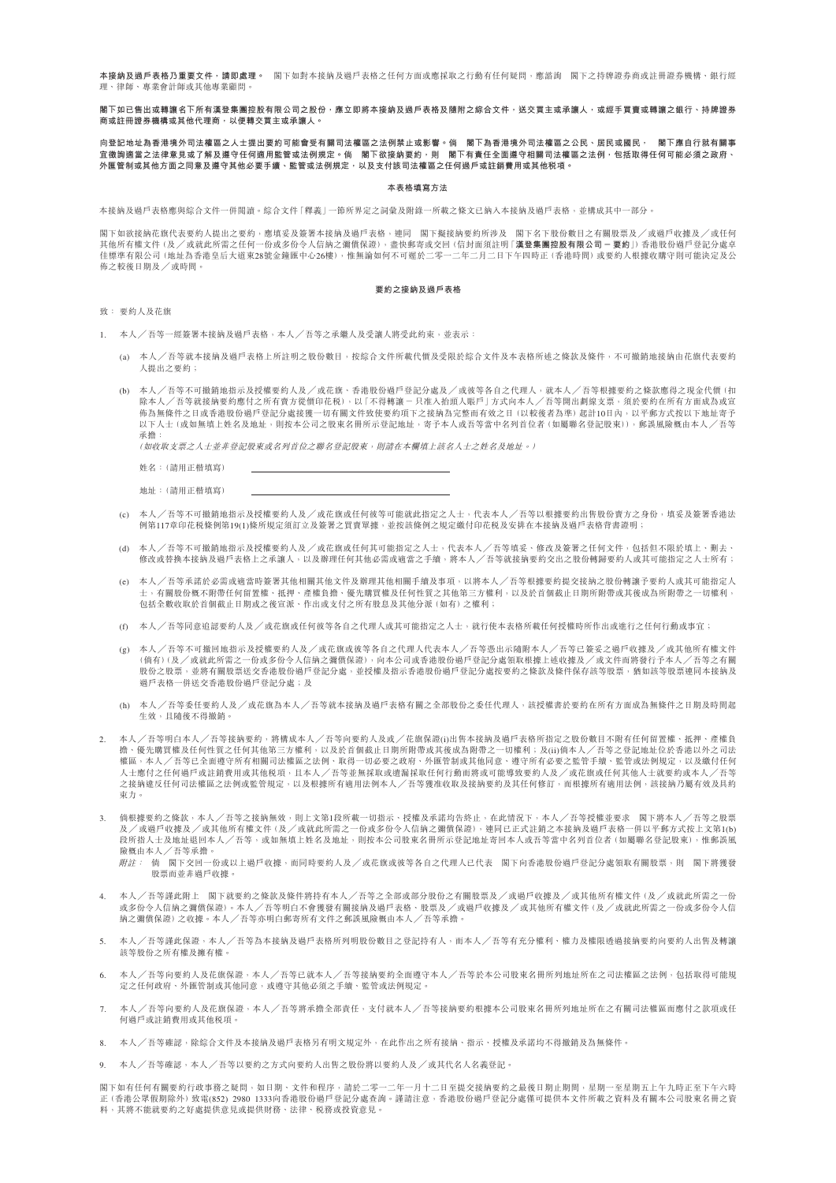**本接納及過戶表格乃重要文件，請即處理。** 閣下如對本接納及過戶表格之任何方面或應採取之行動有任何疑問，應諮詢 閣下之持牌證券商或註冊證券機構、銀行經理、律師、專業會計師或其他專業顧問。

**閣下如已售出或轉讓名下所有漢登集團控股有限公司之股份，應立即將本接納及過戶表格及隨附之綜合文件，送交買主或承讓人，或經手買賣或轉讓之銀行、持牌證券商或註冊證券機構或其他代理商，以便轉交買主或承讓人。**

**向登記地址為香港境外司法權區之人士提出要約可能會受有關司法權區之法例禁止或影響。倘 閣下為香港境外司法權區之公民、居民或國民， 閣下應自行就有關事宜徵詢適當之法律意見或了解及遵守任何適用監管或法例規定。倘 閣下欲接納要約，則 閣下有責任全面遵守相關司法權區之法例，包括取得任何可能必須之政府、外匯管制或其他方面之同意及遵守其他必要手續、監管或法例規定，以及支付該司法權區之任何過戶或註銷費用或其他稅項。**

**本表格填寫方法**

本接納及過戶表格應與綜合文件一併閱讀。綜合文件「釋義」一節所界定之詞彙及附錄一所載之條文已納入本接納及過戶表格，並構成其中一部分。

閣下如欲接納花旗代表要約人提出之要約，應填妥及簽署本接納及過戶表格，連同 閣下擬接納要約所涉及 閣下名下股份數目之有關股票及／或過戶收據及／或任何其他所有權文件（及／或就此所需之任何一份或多份令人信納之彌償保證），盡快郵寄或交回（信封面須註明「**漢登集團控股有限公司－要約**」）香港股份過戶登記分處卓佳標準有限公司（地址為香港皇后大道東28號金鐘匯中心26樓），惟無論如何不可遲於二零一二年二月二日下午四時正（香港時間）或要約人根據收購守則可能決定及公佈之較後日期及／或時間。

**要約之接納及過戶表格**

致：要約人及花旗

1. 本人／吾等一經簽署本接納及過戶表格，本人／吾等之承繼人及受讓人將受此約束，並表示：

   (a) 本人／吾等就本接納及過戶表格上所註明之股份數目，按綜合文件所載代價及受限於綜合文件及本表格所述之條款及條件，不可撤銷地接納由花旗代表要約人提出之要約；

   (b) 本人／吾等不可撤銷地指示及授權要約人及／或花旗、香港股份過戶登記分處及／或彼等各自之代理人，就本人／吾等根據要約之條款應得之現金代價（扣除本人／吾等就接納要約應付之所有賣方從價印花稅），以「不得轉讓－只准入抬頭人賬戶」方式向本人／吾等開出劃線支票，須於要約在所有方面成為或宣佈為無條件之日或香港股份過戶登記分處接獲一切有關文件致使要約項下之接納為完整而有效之日（以較後者為準）起計10日內，以平郵方式按以下地址寄予以下人士（或如無填上姓名及地址，則按本公司之股東名冊所示登記地址，寄予本人或吾等當中名列首位者（如屬聯名登記股東）），郵誤風險概由本人／吾等承擔：

   *（如收取支票之人士並非登記股東或名列首位之聯名登記股東，則請在本欄填上該名人士之姓名及地址。）*

   姓名：（請用正楷填寫）　＿＿＿＿＿＿＿＿＿＿＿＿＿＿＿＿＿＿

   地址：（請用正楷填寫）　＿＿＿＿＿＿＿＿＿＿＿＿＿＿＿＿＿＿

   (c) 本人／吾等不可撤銷地指示及授權要約人及／或花旗或任何彼等可能就此指定之人士，代表本人／吾等以根據要約出售股份賣方之身份，填妥及簽署香港法例第117章印花稅條例第19(1)條所規定須訂立及簽署之買賣單據，並按該條例之規定繳付印花稅及安排在本接納及過戶表格背書證明；

   (d) 本人／吾等不可撤銷地指示及授權要約人及／或花旗或任何其可能指定之人士，代表本人／吾等填妥、修改及簽署之任何文件，包括但不限於填上、刪去、修改或替換本接納及過戶表格上之承讓人，以及辦理任何其他必需或適當之手續，將本人／吾等就接納要約交出之股份轉歸要約人或其可能指定之人士所有；

   (e) 本人／吾等承諾於必需或適當時簽署其他相關其他文件及辦理其他相關手續及事項，以將本人／吾等根據要約提交接納之股份轉讓予要約人或其可能指定人士，有關股份概不附帶任何留置權、抵押、產權負擔、優先購買權及任何性質之其他第三方權利，以及於首個截止日期所附帶或其後成為所附帶之一切權利，包括全數收取於首個截止日期或之後宣派、作出或支付之所有股息及其他分派（如有）之權利；

   (f) 本人／吾等同意追認要約人及／或花旗或任何彼等各自之代理人或其可能指定之人士，就行使本表格所載任何授權時所作出或進行之任何行動或事宜；

   (g) 本人／吾等不可撤回地指示及授權要約人及／或花旗或彼等各自之代理人代表本人／吾等憑出示隨附本人／吾等已簽妥之過戶收據及／或其他所有權文件（倘有）（及／或就此所需之一份或多份令人信納之彌償保證），向本公司或香港股份過戶登記分處領取根據上述收據及／或文件而將發行予本人／吾等之有關股份之股票，並將有關股票送交香港股份過戶登記分處，並授權及指示香港股份過戶登記分處按要約之條款及條件保存該等股票，猶如該等股票連同本接納及過戶表格一併送交香港股份過戶登記分處；及

   (h) 本人／吾等委任要約人及／或花旗為本人／吾等就本接納及過戶表格有關之全部股份之委任代理人，該授權書於要約在所有方面成為無條件之日期及時間起生效，且隨後不得撤銷。

2. 本人／吾等明白本人／吾等接納要約，將構成本人／吾等向要約人及或／花旗保證(i)出售本接納及過戶表格所指定之股份數目不附有任何留置權、抵押、產權負擔、優先購買權及任何性質之任何其他第三方權利，以及於首個截止日期所附帶或其後成為附帶之一切權利；及(ii)倘本人／吾等之登記地址位於香港以外之司法權區，本人／吾等已全面遵守所有相關司法權區之法例，取得一切必要之政府、外匯管制或其他同意、遵守所有必要之監管手續、監管或法例規定，以及繳付任何人士應付之任何過戶或註銷費用或其他稅項，且本人／吾等並無採取或遺漏採取任何行動而將或可能導致要約人及／或花旗或任何其他人士就要約或本人／吾等之接納違反任何司法權區之法例或監管規定，以及根據所有適用法例本人／吾等獲准收取及接納要約及其任何修訂，而根據所有適用法例，該接納乃屬有效及具約束力。

3. 倘根據要約之條款，本人／吾等之接納無效，則上文第1段所載一切指示、授權及承諾均告終止，在此情況下，本人／吾等授權並要求 閣下將本人／吾等之股票及／或過戶收據及／或其他所有權文件（及／或就此所需之一份或多份令人信納之彌償保證），連同已正式註銷之本接納及過戶表格一併以平郵方式按上文第1(b)段所指人士及地址退回本人／吾等，或如無填上姓名及地址，則按本公司股東名冊所示登記地址寄回本人或吾等當中名列首位者（如屬聯名登記股東），惟郵誤風險概由本人／吾等承擔。

   附註：倘 閣下交回一份或以上過戶收據，而同時要約人及／或花旗或彼等各自之代理人已代表 閣下向香港股份過戶登記分處領取有關股票，則 閣下將獲發股票而並非過戶收據。

4. 本人／吾等謹此附上 閣下就要約之條款及條件將持有本人／吾等之全部或部分股份之有關股票及／或過戶收據及／或其他所有權文件（及／或就此所需之一份或多份令人信納之彌償保證）之接納。本人／吾等明白不會獲發有關接納及過戶表格、股票及／或過戶收據及／或其他所有權文件（及／或就此所需之一份或多份令人信納之彌償保證）之收據。本人／吾等亦明白郵寄所有文件之郵誤風險概由本人／吾等承擔。

5. 本人／吾等謹此保證，本人／吾等為本接納及過戶表格所列明股份數目之登記持有人，而本人／吾等有充分權利、權力及權限透過接納要約向要約人出售及轉讓該等股份之所有權及擁有權。

6. 本人／吾等向要約人及花旗保證，本人／吾等已就本人／吾等接納要約全面遵守本人／吾等於本公司股東名冊所列地址所在之司法權區之法例，包括取得可能規定之任何政府、外匯管制或其他同意，或遵守其他必須之手續、監管或法例規定。

7. 本人／吾等向要約人及花旗保證，本人／吾等將承擔全部責任，支付就本人／吾等接納要約根據本公司股東名冊所列地址所在之有關司法權區而應付之款項或任何過戶或註銷費用或其他稅項。

8. 本人／吾等確認，除綜合文件及本接納及過戶表格另有明文規定外，在此作出之所有接納、指示、授權及承諾均不得撤銷及為無條件。

9. 本人／吾等確認，本人／吾等以要約之方式向要約人出售之股份將以要約人及／或其代名人名義登記。

閣下如有任何有關要約行政事務之疑問，如日期、文件和程序，請於二零一二年一月十二日至提交接納要約之最後日期止期間，星期一至星期五上午九時正至下午六時正（香港公眾假期除外）致電(852) 2980 1333向香港股份過戶登記分處查詢。謹請注意，香港股份過戶登記分處僅可提供本文件所載之資料及有關本公司股東名冊之資料，其將不能就要約之好處提供意見或提供財務、法律、稅務或投資意見。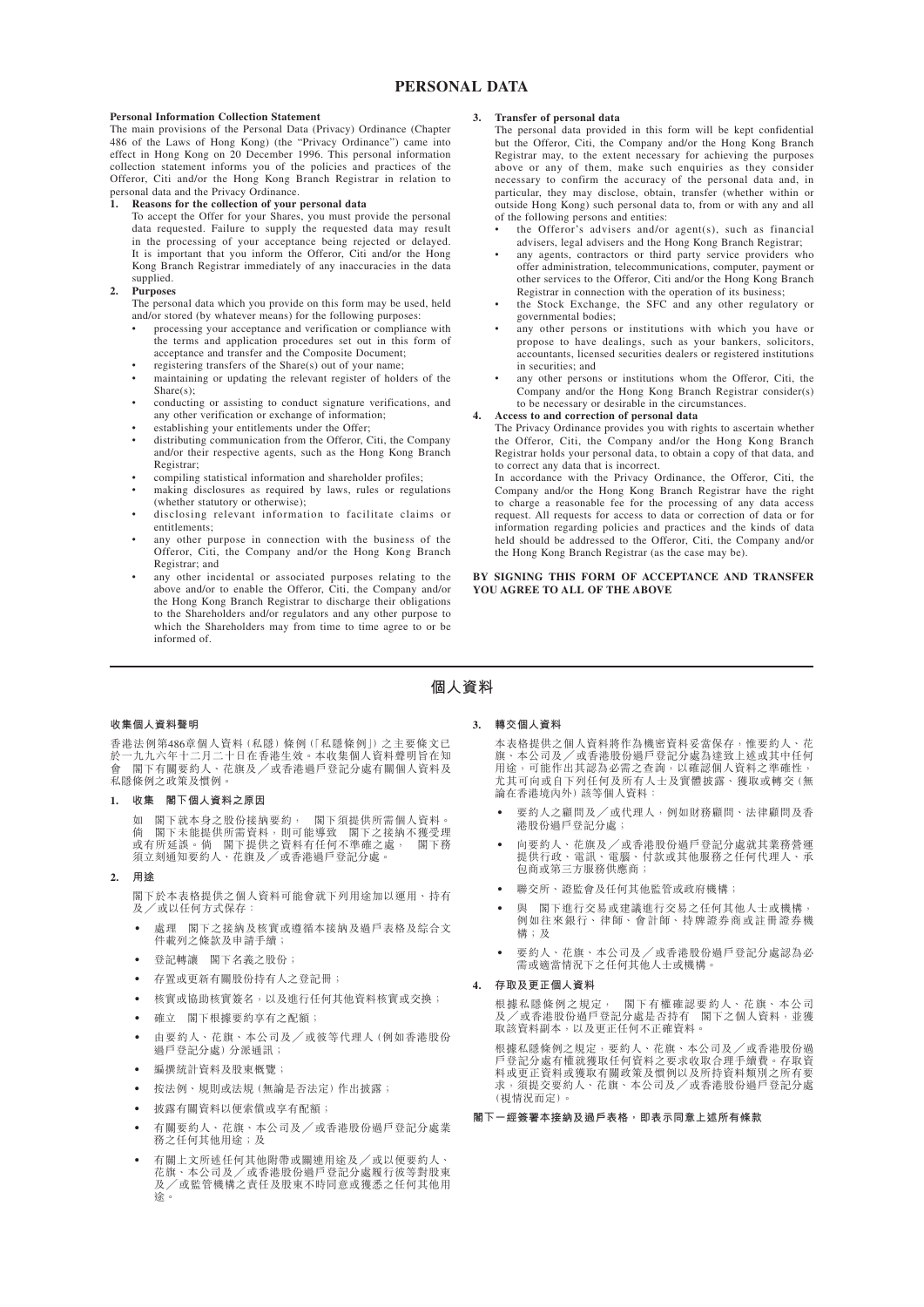# PERSONAL DATA

**Personal Information Collection Statement**

The main provisions of the Personal Data (Privacy) Ordinance (Chapter 486 of the Laws of Hong Kong) (the "Privacy Ordinance") came into effect in Hong Kong on 20 December 1996. This personal information collection statement informs you of the policies and practices of the Offeror, Citi and/or the Hong Kong Branch Registrar in relation to personal data and the Privacy Ordinance.

**1. Reasons for the collection of your personal data**

To accept the Offer for your Shares, you must provide the personal data requested. Failure to supply the requested data may result in the processing of your acceptance being rejected or delayed. It is important that you inform the Offeror, Citi and/or the Hong Kong Branch Registrar immediately of any inaccuracies in the data supplied.

**2. Purposes**

The personal data which you provide on this form may be used, held and/or stored (by whatever means) for the following purposes:

- processing your acceptance and verification or compliance with the terms and application procedures set out in this form of acceptance and transfer and the Composite Document;
- registering transfers of the Share(s) out of your name;
- maintaining or updating the relevant register of holders of the Share(s);
- conducting or assisting to conduct signature verifications, and any other verification or exchange of information;
- establishing your entitlements under the Offer;
- distributing communication from the Offeror, Citi, the Company and/or their respective agents, such as the Hong Kong Branch Registrar;
- compiling statistical information and shareholder profiles;
- making disclosures as required by laws, rules or regulations (whether statutory or otherwise);
- disclosing relevant information to facilitate claims or entitlements;
- any other purpose in connection with the business of the Offeror, Citi, the Company and/or the Hong Kong Branch Registrar; and
- any other incidental or associated purposes relating to the above and/or to enable the Offeror, Citi, the Company and/or the Hong Kong Branch Registrar to discharge their obligations to the Shareholders and/or regulators and any other purpose to which the Shareholders may from time to time agree to or be informed of.

**3. Transfer of personal data**

The personal data provided in this form will be kept confidential but the Offeror, Citi, the Company and/or the Hong Kong Branch Registrar may, to the extent necessary for achieving the purposes above or any of them, make such enquiries as they consider necessary to confirm the accuracy of the personal data and, in particular, they may disclose, obtain, transfer (whether within or outside Hong Kong) such personal data to, from or with any and all of the following persons and entities:

- the Offeror's advisers and/or agent(s), such as financial advisers, legal advisers and the Hong Kong Branch Registrar;
- any agents, contractors or third party service providers who offer administration, telecommunications, computer, payment or other services to the Offeror, Citi and/or the Hong Kong Branch Registrar in connection with the operation of its business;
- the Stock Exchange, the SFC and any other regulatory or governmental bodies;
- any other persons or institutions with which you have or propose to have dealings, such as your bankers, solicitors, accountants, licensed securities dealers or registered institutions in securities; and
- any other persons or institutions whom the Offeror, Citi, the Company and/or the Hong Kong Branch Registrar consider(s) to be necessary or desirable in the circumstances.

**4. Access to and correction of personal data**

The Privacy Ordinance provides you with rights to ascertain whether the Offeror, Citi, the Company and/or the Hong Kong Branch Registrar holds your personal data, to obtain a copy of that data, and to correct any data that is incorrect.

In accordance with the Privacy Ordinance, the Offeror, Citi, the Company and/or the Hong Kong Branch Registrar have the right to charge a reasonable fee for the processing of any data access request. All requests for access to data or correction of data or for information regarding policies and practices and the kinds of data held should be addressed to the Offeror, Citi, the Company and/or the Hong Kong Branch Registrar (as the case may be).

**BY SIGNING THIS FORM OF ACCEPTANCE AND TRANSFER YOU AGREE TO ALL OF THE ABOVE**

# 個人資料

**收集個人資料聲明**

香港法例第486章個人資料(私隱)條例(「私隱條例」)之主要條文已於一九九六年十二月二十日在香港生效。本收集個人資料聲明旨在知會 閣下有關要約人、花旗及╱或香港過戶登記分處有關個人資料及私隱條例之政策及慣例。

**1. 收集 閣下個人資料之原因**

如 閣下就本身之股份接納要約， 閣下須提供所需個人資料。倘 閣下未能提供所需資料，則可能導致 閣下之接納不獲受理或有所延誤。倘 閣下提供之資料有任何不準確之處， 閣下務須立刻通知要約人、花旗及╱或香港過戶登記分處。

**2. 用途**

閣下於本表格提供之個人資料可能會就下列用途加以運用、持有及╱或以任何方式保存：

- 處理 閣下之接納及核實或遵循本接納及過戶表格及綜合文件載列之條款及申請手續；
- 登記轉讓 閣下名義之股份；
- 存置或更新有關股份持有人之登記冊；
- 核實或協助核實簽名，以及進行任何其他資料核實或交換；
- 確立 閣下根據要約享有之配額；
- 由要約人、花旗、本公司及╱或彼等代理人(例如香港股份過戶登記分處)分派通訊；
- 編撰統計資料及股東概覽；
- 按法例、規則或法規(無論是否法定)作出披露；
- 披露有關資料以便索償或享有配額；
- 有關要約人、花旗、本公司及╱或香港股份過戶登記分處業務之任何其他用途；及
- 有關上文所述任何其他附帶或關連用途及╱或以便要約人、花旗、本公司及╱或香港股份過戶登記分處履行彼等對股東及╱或監管機構之責任及股東不時同意或獲悉之任何其他用途。

**3. 轉交個人資料**

本表格提供之個人資料將作為機密資料妥當保存，惟要約人、花旗、本公司及╱或香港股份過戶登記分處為達致上述或其中任何用途，可能作出其認為必需之查詢，以確認個人資料之準確性，尤其可向或自下列任何及所有人士及實體披露、獲取或轉交(無論在香港境內外)該等個人資料：

- 要約人之顧問及╱或代理人，例如財務顧問、法律顧問及香港股份過戶登記分處；
- 向要約人、花旗及╱或香港股份過戶登記分處就其業務營運提供行政、電訊、電腦、付款或其他服務之任何代理人、承包商或第三方服務供應商；
- 聯交所、證監會及任何其他監管或政府機構；
- 與 閣下進行交易或建議進行交易之任何其他人士或機構，例如往來銀行、律師、會計師、持牌證券商或註冊證券機構；及
- 要約人、花旗、本公司及╱或香港股份過戶登記分處認為必需或適當情況下之任何其他人士或機構。

**4. 存取及更正個人資料**

根據私隱條例之規定， 閣下有權確認要約人、花旗、本公司及╱或香港股份過戶登記分處是否持有 閣下之個人資料，並獲取該資料副本，以及更正任何不正確資料。

根據私隱條例之規定，要約人、花旗、本公司及╱或香港股份過戶登記分處有權就獲取任何資料之要求收取合理手續費。存取資料或更正資料或獲取有關政策及慣例以及所持資料類別之所有要求，須提交要約人、花旗、本公司及╱或香港股份過戶登記分處(視情況而定)。

**閣下一經簽署本接納及過戶表格，即表示同意上述所有條款**